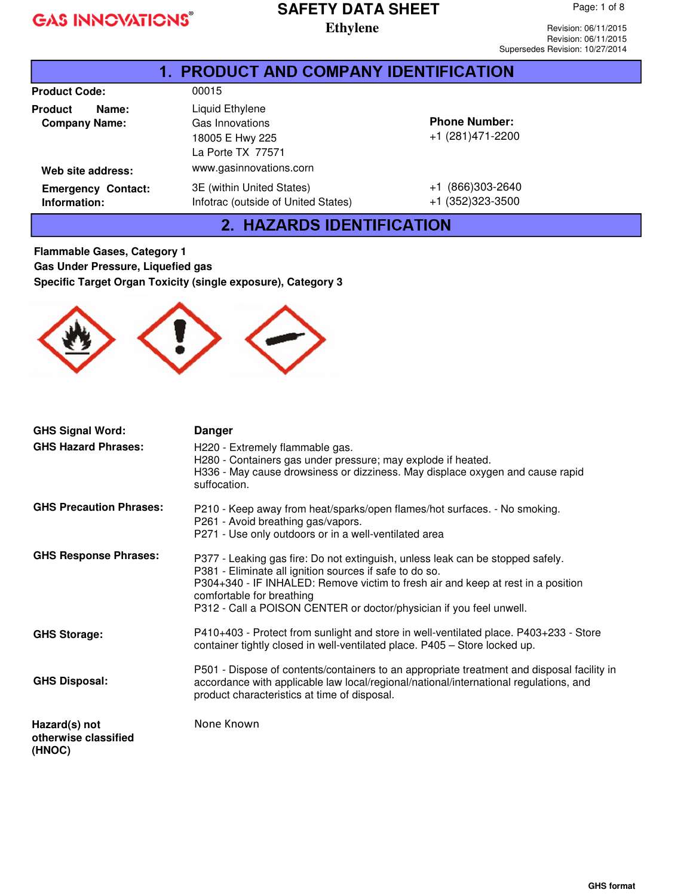GAS INNOVATIONS®

# SAFETY DATA SHEET

**Ethylene**

Revision: 06/11/2015
Revision: 06/11/2015
Supersedes Revision: 10/27/2014

## 1. PRODUCT AND COMPANY IDENTIFICATION

**Product Code:** 00015

**Product Name:** Liquid Ethylene

**Company Name:** Gas Innovations
18005 E Hwy 225
La Porte TX 77571

**Phone Number:** +1 (281)471-2200

**Web site address:** www.gasinnovations.com

**Emergency Contact Information:**
3E (within United States) +1 (866)303-2640
Infotrac (outside of United States) +1 (352)323-3500

## 2. HAZARDS IDENTIFICATION

**Flammable Gases, Category 1**
**Gas Under Pressure, Liquefied gas**
**Specific Target Organ Toxicity (single exposure), Category 3**

**GHS Signal Word:** **Danger**

**GHS Hazard Phrases:**
H220 - Extremely flammable gas.
H280 - Containers gas under pressure; may explode if heated.
H336 - May cause drowsiness or dizziness. May displace oxygen and cause rapid suffocation.

**GHS Precaution Phrases:**
P210 - Keep away from heat/sparks/open flames/hot surfaces. - No smoking.
P261 - Avoid breathing gas/vapors.
P271 - Use only outdoors or in a well-ventilated area

**GHS Response Phrases:**
P377 - Leaking gas fire: Do not extinguish, unless leak can be stopped safely.
P381 - Eliminate all ignition sources if safe to do so.
P304+340 - IF INHALED: Remove victim to fresh air and keep at rest in a position comfortable for breathing
P312 - Call a POISON CENTER or doctor/physician if you feel unwell.

**GHS Storage:**
P410+403 - Protect from sunlight and store in well-ventilated place. P403+233 - Store container tightly closed in well-ventilated place. P405 – Store locked up.

**GHS Disposal:**
P501 - Dispose of contents/containers to an appropriate treatment and disposal facility in accordance with applicable law local/regional/national/international regulations, and product characteristics at time of disposal.

**Hazard(s) not otherwise classified (HNOC)**
None Known

GHS format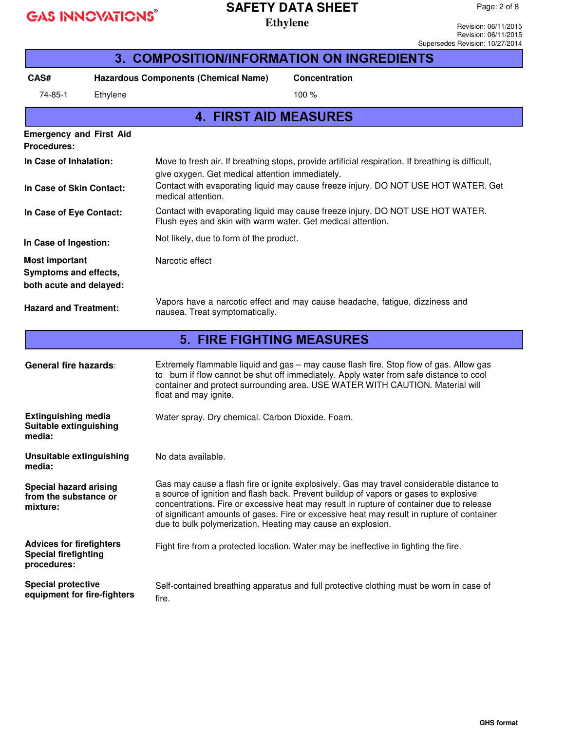## 3. COMPOSITION/INFORMATION ON INGREDIENTS

| CAS# | Hazardous Components (Chemical Name) | Concentration |
|---|---|---|
| 74-85-1 | Ethylene | 100 % |

## 4. FIRST AID MEASURES

**Emergency and First Aid Procedures:**

**In Case of Inhalation:** Move to fresh air. If breathing stops, provide artificial respiration. If breathing is difficult, give oxygen. Get medical attention immediately.

**In Case of Skin Contact:** Contact with evaporating liquid may cause freeze injury. DO NOT USE HOT WATER. Get medical attention.

**In Case of Eye Contact:** Contact with evaporating liquid may cause freeze injury. DO NOT USE HOT WATER. Flush eyes and skin with warm water. Get medical attention.

**In Case of Ingestion:** Not likely, due to form of the product.

**Most important Symptoms and effects, both acute and delayed:** Narcotic effect

**Hazard and Treatment:** Vapors have a narcotic effect and may cause headache, fatigue, dizziness and nausea. Treat symptomatically.

## 5. FIRE FIGHTING MEASURES

**General fire hazards**: Extremely flammable liquid and gas – may cause flash fire. Stop flow of gas. Allow gas to burn if flow cannot be shut off immediately. Apply water from safe distance to cool container and protect surrounding area. USE WATER WITH CAUTION. Material will float and may ignite.

**Extinguishing media Suitable extinguishing media:** Water spray. Dry chemical. Carbon Dioxide. Foam.

**Unsuitable extinguishing media:** No data available.

**Special hazard arising from the substance or mixture:** Gas may cause a flash fire or ignite explosively. Gas may travel considerable distance to a source of ignition and flash back. Prevent buildup of vapors or gases to explosive concentrations. Fire or excessive heat may result in rupture of container due to release of significant amounts of gases. Fire or excessive heat may result in rupture of container due to bulk polymerization. Heating may cause an explosion.

**Advices for firefighters Special firefighting procedures:** Fight fire from a protected location. Water may be ineffective in fighting the fire.

**Special protective equipment for fire-fighters** Self-contained breathing apparatus and full protective clothing must be worn in case of fire.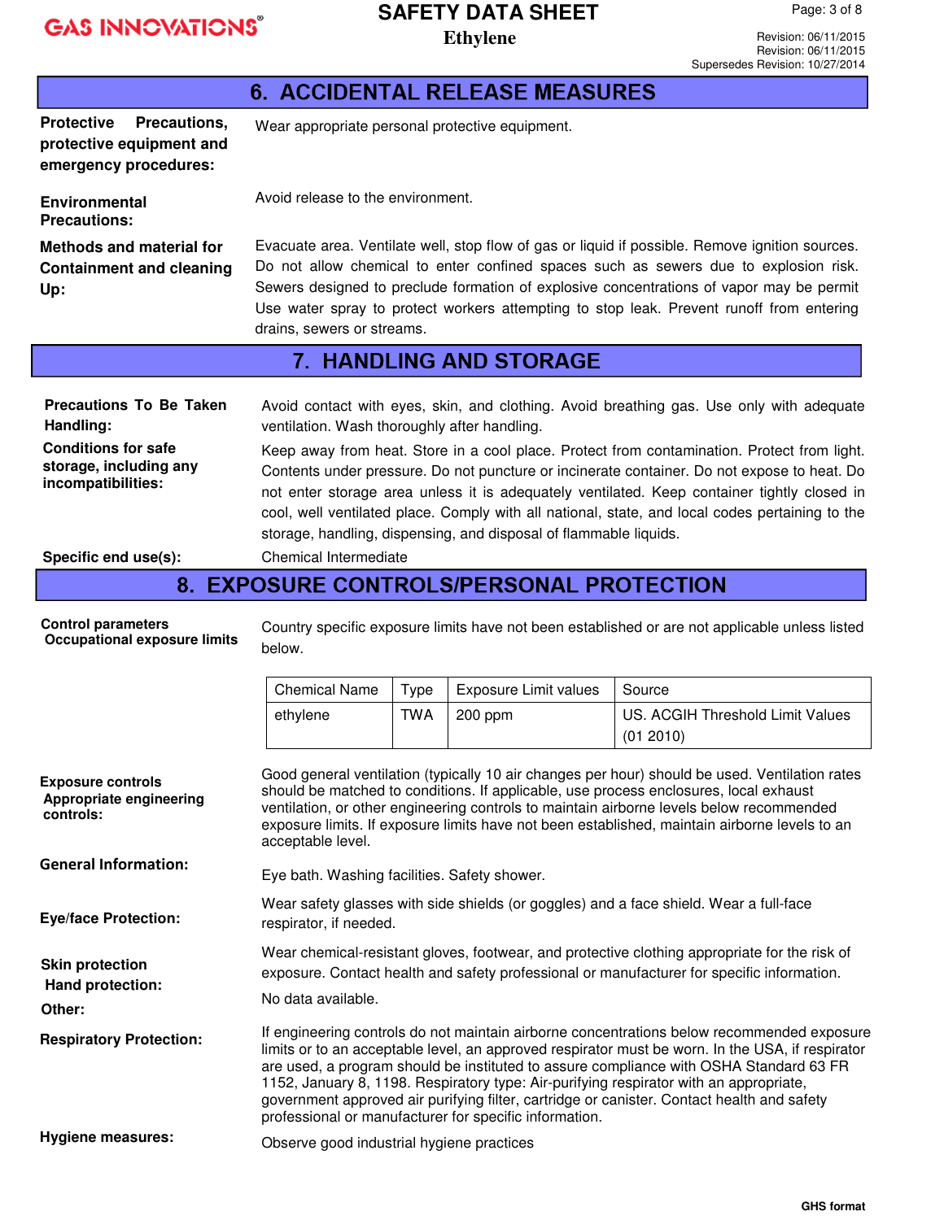## 6. ACCIDENTAL RELEASE MEASURES

**Protective Precautions, protective equipment and emergency procedures:** Wear appropriate personal protective equipment.

**Environmental Precautions:** Avoid release to the environment.

**Methods and material for Containment and cleaning Up:** Evacuate area. Ventilate well, stop flow of gas or liquid if possible. Remove ignition sources. Do not allow chemical to enter confined spaces such as sewers due to explosion risk. Sewers designed to preclude formation of explosive concentrations of vapor may be permit Use water spray to protect workers attempting to stop leak. Prevent runoff from entering drains, sewers or streams.

## 7. HANDLING AND STORAGE

**Precautions To Be Taken Handling:** Avoid contact with eyes, skin, and clothing. Avoid breathing gas. Use only with adequate ventilation. Wash thoroughly after handling.

**Conditions for safe storage, including any incompatibilities:** Keep away from heat. Store in a cool place. Protect from contamination. Protect from light. Contents under pressure. Do not puncture or incinerate container. Do not expose to heat. Do not enter storage area unless it is adequately ventilated. Keep container tightly closed in cool, well ventilated place. Comply with all national, state, and local codes pertaining to the storage, handling, dispensing, and disposal of flammable liquids.

**Specific end use(s):** Chemical Intermediate

## 8. EXPOSURE CONTROLS/PERSONAL PROTECTION

**Control parameters**
**Occupational exposure limits**

Country specific exposure limits have not been established or are not applicable unless listed below.

| Chemical Name | Type | Exposure Limit values | Source |
|---|---|---|---|
| ethylene | TWA | 200 ppm | US. ACGIH Threshold Limit Values (01 2010) |

**Exposure controls**
**Appropriate engineering controls:** Good general ventilation (typically 10 air changes per hour) should be used. Ventilation rates should be matched to conditions. If applicable, use process enclosures, local exhaust ventilation, or other engineering controls to maintain airborne levels below recommended exposure limits. If exposure limits have not been established, maintain airborne levels to an acceptable level.

**General Information:** Eye bath. Washing facilities. Safety shower.

**Eye/face Protection:** Wear safety glasses with side shields (or goggles) and a face shield. Wear a full-face respirator, if needed.

**Skin protection**
**Hand protection:** Wear chemical-resistant gloves, footwear, and protective clothing appropriate for the risk of exposure. Contact health and safety professional or manufacturer for specific information.

**Other:** No data available.

**Respiratory Protection:** If engineering controls do not maintain airborne concentrations below recommended exposure limits or to an acceptable level, an approved respirator must be worn. In the USA, if respirator are used, a program should be instituted to assure compliance with OSHA Standard 63 FR 1152, January 8, 1198. Respiratory type: Air-purifying respirator with an appropriate, government approved air purifying filter, cartridge or canister. Contact health and safety professional or manufacturer for specific information.

**Hygiene measures:** Observe good industrial hygiene practices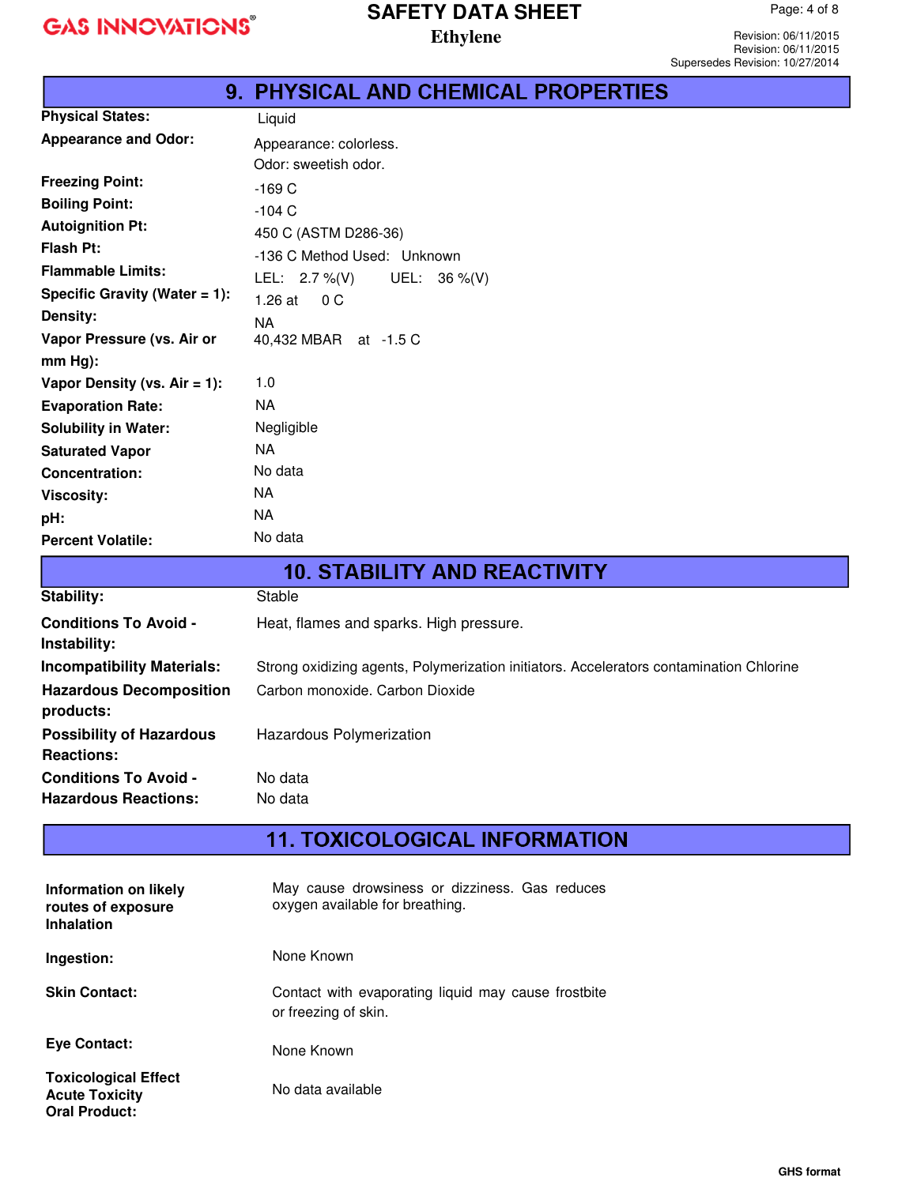## 9. PHYSICAL AND CHEMICAL PROPERTIES

| | |
|---|---|
| **Physical States:** | Liquid |
| **Appearance and Odor:** | Appearance: colorless.<br>Odor: sweetish odor. |
| **Freezing Point:** | -169 C |
| **Boiling Point:** | -104 C |
| **Autoignition Pt:** | 450 C (ASTM D286-36) |
| **Flash Pt:** | -136 C Method Used: Unknown |
| **Flammable Limits:** | LEL: 2.7 %(V) UEL: 36 %(V) |
| **Specific Gravity (Water = 1):** | 1.26 at 0 C |
| **Density:** | NA |
| **Vapor Pressure (vs. Air or mm Hg):** | 40,432 MBAR at -1.5 C |
| **Vapor Density (vs. Air = 1):** | 1.0 |
| **Evaporation Rate:** | NA |
| **Solubility in Water:** | Negligible |
| **Saturated Vapor** | NA |
| **Concentration:** | No data |
| **Viscosity:** | NA |
| **pH:** | NA |
| **Percent Volatile:** | No data |

## 10. STABILITY AND REACTIVITY

| | |
|---|---|
| **Stability:** | Stable |
| **Conditions To Avoid - Instability:** | Heat, flames and sparks. High pressure. |
| **Incompatibility Materials:** | Strong oxidizing agents, Polymerization initiators. Accelerators contamination Chlorine |
| **Hazardous Decomposition products:** | Carbon monoxide. Carbon Dioxide |
| **Possibility of Hazardous Reactions:** | Hazardous Polymerization |
| **Conditions To Avoid - Hazardous Reactions:** | No data<br>No data |

## 11. TOXICOLOGICAL INFORMATION

| | |
|---|---|
| **Information on likely routes of exposure Inhalation** | May cause drowsiness or dizziness. Gas reduces oxygen available for breathing. |
| **Ingestion:** | None Known |
| **Skin Contact:** | Contact with evaporating liquid may cause frostbite or freezing of skin. |
| **Eye Contact:** | None Known |
| **Toxicological Effect Acute Toxicity Oral Product:** | No data available |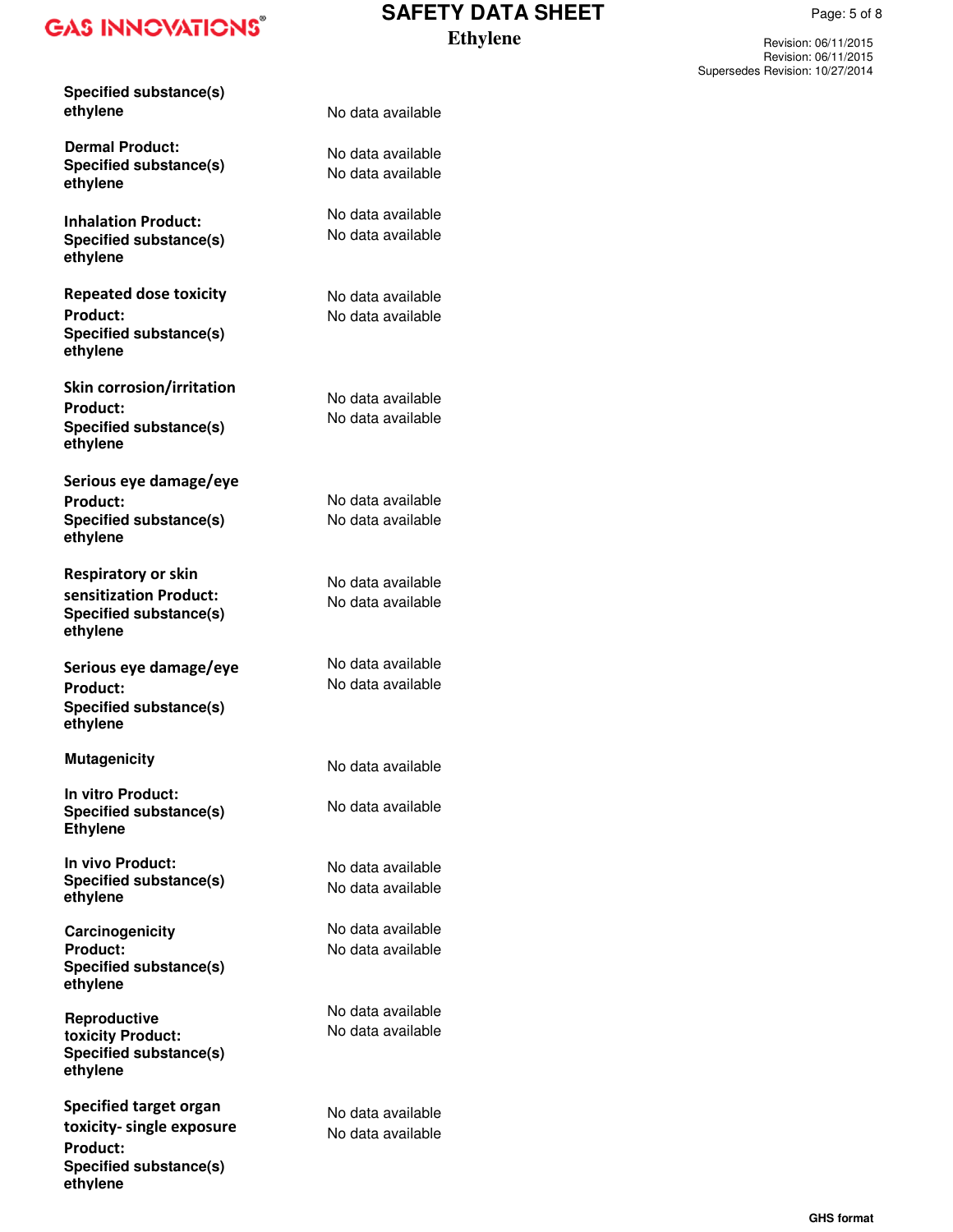**Specified substance(s)**
**ethylene** No data available

**Dermal Product:** No data available
**Specified substance(s)**
**ethylene** No data available

**Inhalation Product:** No data available
**Specified substance(s)**
**ethylene** No data available

**Repeated dose toxicity**
**Product:** No data available
**Specified substance(s)**
**ethylene** No data available

**Skin corrosion/irritation**
**Product:** No data available
**Specified substance(s)**
**ethylene** No data available

**Serious eye damage/eye**
**Product:** No data available
**Specified substance(s)**
**ethylene** No data available

**Respiratory or skin sensitization Product:** No data available
**Specified substance(s)**
**ethylene** No data available

**Serious eye damage/eye**
**Product:** No data available
**Specified substance(s)**
**ethylene** No data available

**Mutagenicity** No data available

**In vitro Product:** No data available
**Specified substance(s)**
**Ethylene**

**In vivo Product:** No data available
**Specified substance(s)**
**ethylene** No data available

**Carcinogenicity**
**Product:** No data available
**Specified substance(s)**
**ethylene** No data available

**Reproductive toxicity Product:** No data available
**Specified substance(s)**
**ethylene** No data available

**Specified target organ toxicity- single exposure**
**Product:** No data available
**Specified substance(s)**
**ethylene** No data available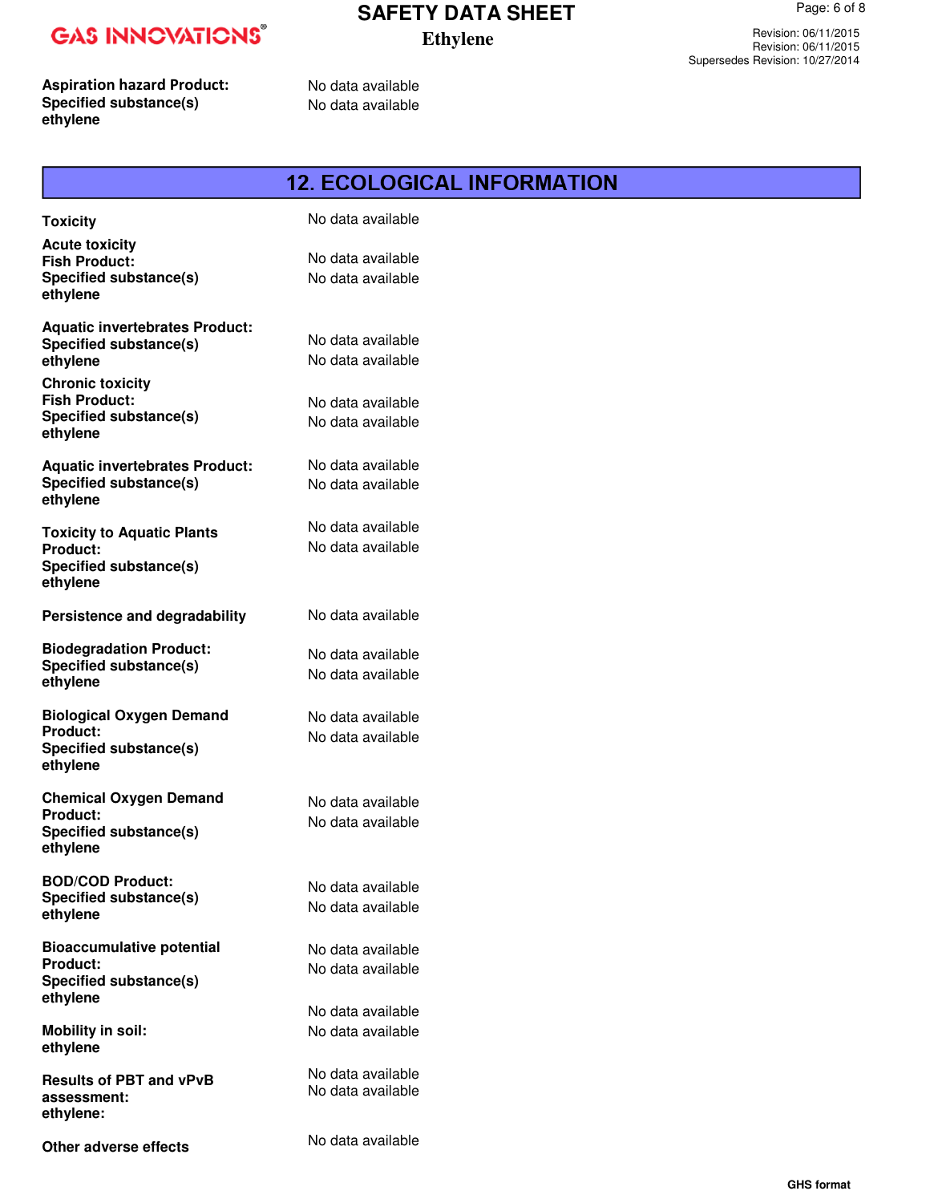**Aspiration hazard Product:** No data available
**Specified substance(s)**
**ethylene** No data available

## 12. ECOLOGICAL INFORMATION

**Toxicity** No data available

**Acute toxicity**
**Fish Product:** No data available
**Specified substance(s)**
**ethylene** No data available

**Aquatic invertebrates Product:** No data available
**Specified substance(s)**
**ethylene** No data available

**Chronic toxicity**
**Fish Product:** No data available
**Specified substance(s)**
**ethylene** No data available

**Aquatic invertebrates Product:** No data available
**Specified substance(s)**
**ethylene** No data available

**Toxicity to Aquatic Plants**
**Product:** No data available
**Specified substance(s)**
**ethylene** No data available

**Persistence and degradability** No data available

**Biodegradation Product:** No data available
**Specified substance(s)**
**ethylene** No data available

**Biological Oxygen Demand**
**Product:** No data available
**Specified substance(s)**
**ethylene** No data available

**Chemical Oxygen Demand**
**Product:** No data available
**Specified substance(s)**
**ethylene** No data available

**BOD/COD Product:** No data available
**Specified substance(s)**
**ethylene** No data available

**Bioaccumulative potential**
**Product:** No data available
**Specified substance(s)**
**ethylene** No data available

**Mobility in soil:** No data available
**ethylene** No data available

**Results of PBT and vPvB assessment:** No data available
**ethylene:** No data available

**Other adverse effects** No data available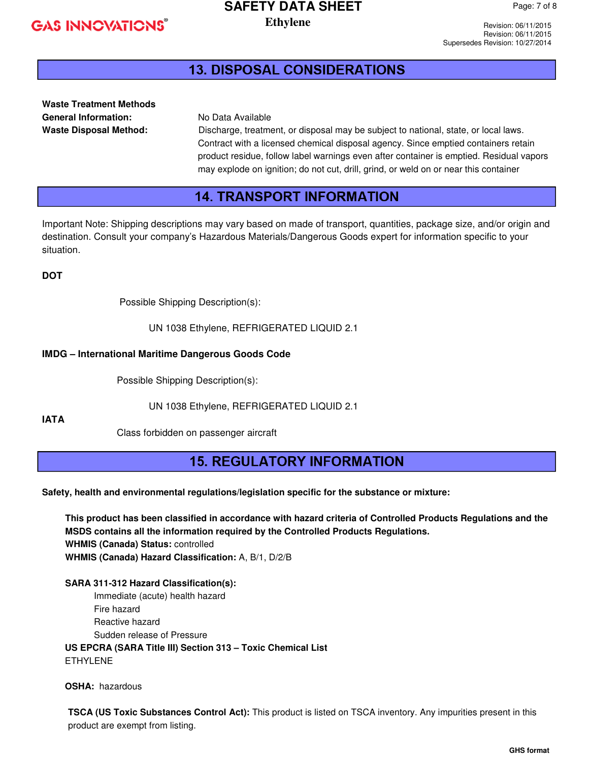## 13. DISPOSAL CONSIDERATIONS

**Waste Treatment Methods**

**General Information:** No Data Available

**Waste Disposal Method:** Discharge, treatment, or disposal may be subject to national, state, or local laws. Contract with a licensed chemical disposal agency. Since emptied containers retain product residue, follow label warnings even after container is emptied. Residual vapors may explode on ignition; do not cut, drill, grind, or weld on or near this container

## 14. TRANSPORT INFORMATION

Important Note: Shipping descriptions may vary based on made of transport, quantities, package size, and/or origin and destination. Consult your company's Hazardous Materials/Dangerous Goods expert for information specific to your situation.

**DOT**

Possible Shipping Description(s):

UN 1038 Ethylene, REFRIGERATED LIQUID 2.1

**IMDG – International Maritime Dangerous Goods Code**

Possible Shipping Description(s):

UN 1038 Ethylene, REFRIGERATED LIQUID 2.1

**IATA**

Class forbidden on passenger aircraft

## 15. REGULATORY INFORMATION

**Safety, health and environmental regulations/legislation specific for the substance or mixture:**

**This product has been classified in accordance with hazard criteria of Controlled Products Regulations and the MSDS contains all the information required by the Controlled Products Regulations.**

**WHMIS (Canada) Status:** controlled

**WHMIS (Canada) Hazard Classification:** A, B/1, D/2/B

**SARA 311-312 Hazard Classification(s):**

- Immediate (acute) health hazard
- Fire hazard
- Reactive hazard
- Sudden release of Pressure

**US EPCRA (SARA Title III) Section 313 – Toxic Chemical List**

ETHYLENE

**OSHA:** hazardous

**TSCA (US Toxic Substances Control Act):** This product is listed on TSCA inventory. Any impurities present in this product are exempt from listing.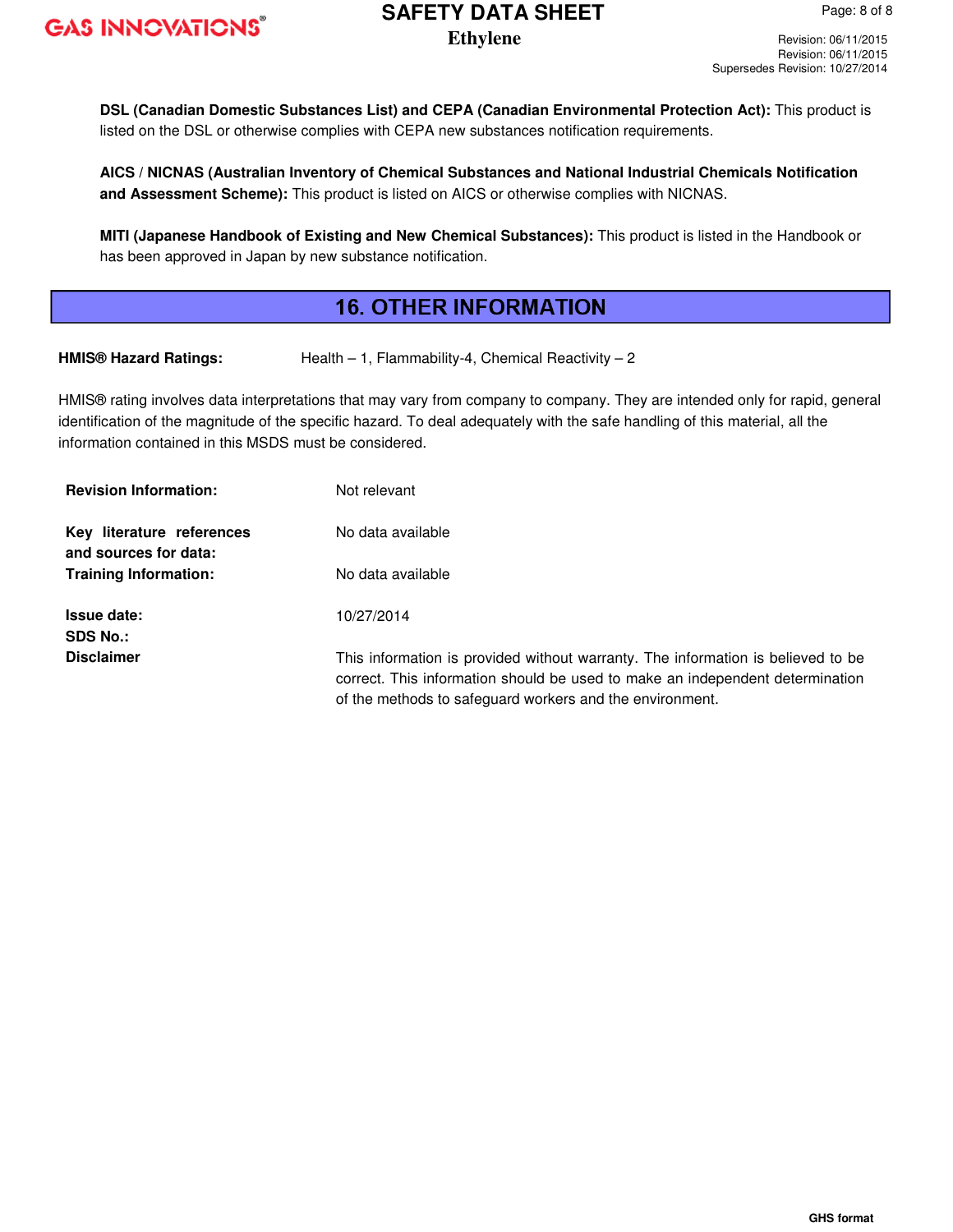**DSL (Canadian Domestic Substances List) and CEPA (Canadian Environmental Protection Act):** This product is listed on the DSL or otherwise complies with CEPA new substances notification requirements.

**AICS / NICNAS (Australian Inventory of Chemical Substances and National Industrial Chemicals Notification and Assessment Scheme):** This product is listed on AICS or otherwise complies with NICNAS.

**MITI (Japanese Handbook of Existing and New Chemical Substances):** This product is listed in the Handbook or has been approved in Japan by new substance notification.

## 16. OTHER INFORMATION

**HMIS® Hazard Ratings:** Health – 1, Flammability-4, Chemical Reactivity – 2

HMIS® rating involves data interpretations that may vary from company to company. They are intended only for rapid, general identification of the magnitude of the specific hazard. To deal adequately with the safe handling of this material, all the information contained in this MSDS must be considered.

| | |
|---|---|
| **Revision Information:** | Not relevant |
| **Key literature references and sources for data:** | No data available |
| **Training Information:** | No data available |
| **Issue date:** | 10/27/2014 |
| **SDS No.:** | |
| **Disclaimer** | This information is provided without warranty. The information is believed to be correct. This information should be used to make an independent determination of the methods to safeguard workers and the environment. |